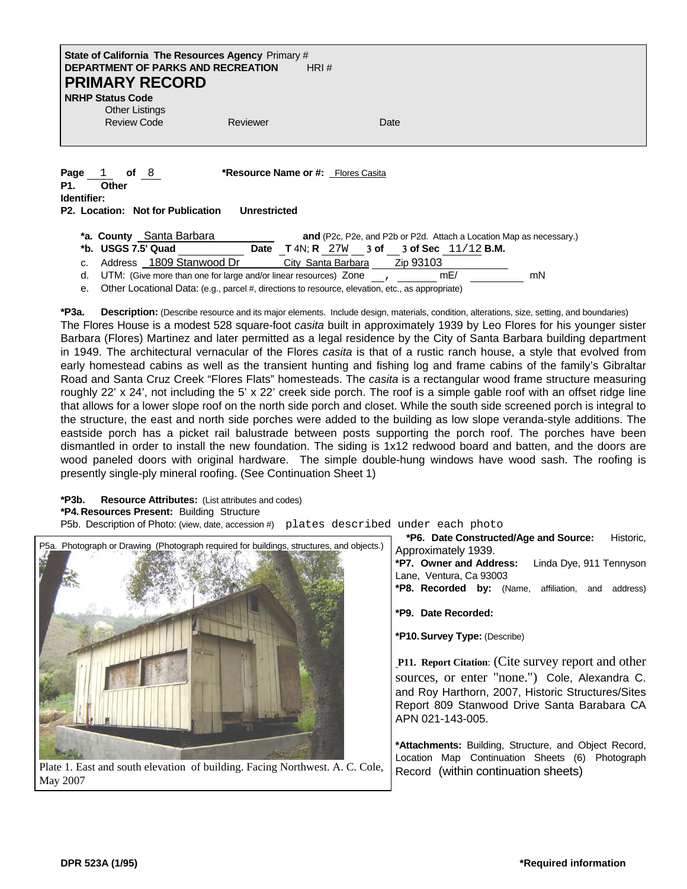**State of California The Resources Agency** Primary #
**DEPARTMENT OF PARKS AND RECREATION** HRI #

# PRIMARY RECORD

**NRHP Status Code**

Other Listings
Review Code Reviewer Date

**Page** 1 **of** 8 ***Resource Name or #:** Flores Casita

**P1. Other Identifier:**

**P2. Location: Not for Publication Unrestricted**

***a. County** Santa Barbara **and** (P2c, P2e, and P2b or P2d. Attach a Location Map as necessary.)
***b. USGS 7.5' Quad** **Date** **T** 4N; **R** 27W 3 **of** 3 **of Sec** 11/12 **B.M.**
c. Address 1809 Stanwood Dr City Santa Barbara Zip 93103
d. UTM: (Give more than one for large and/or linear resources) Zone , mE/ mN
e. Other Locational Data: (e.g., parcel #, directions to resource, elevation, etc., as appropriate)

***P3a. Description:** (Describe resource and its major elements. Include design, materials, condition, alterations, size, setting, and boundaries)
The Flores House is a modest 528 square-foot *casita* built in approximately 1939 by Leo Flores for his younger sister Barbara (Flores) Martinez and later permitted as a legal residence by the City of Santa Barbara building department in 1949. The architectural vernacular of the Flores *casita* is that of a rustic ranch house, a style that evolved from early homestead cabins as well as the transient hunting and fishing log and frame cabins of the family's Gibraltar Road and Santa Cruz Creek "Flores Flats" homesteads. The *casita* is a rectangular wood frame structure measuring roughly 22' x 24', not including the 5' x 22' creek side porch. The roof is a simple gable roof with an offset ridge line that allows for a lower slope roof on the north side porch and closet. While the south side screened porch is integral to the structure, the east and north side porches were added to the building as low slope veranda-style additions. The eastside porch has a picket rail balustrade between posts supporting the porch roof. The porches have been dismantled in order to install the new foundation. The siding is 1x12 redwood board and batten, and the doors are wood paneled doors with original hardware. The simple double-hung windows have wood sash. The roofing is presently single-ply mineral roofing. (See Continuation Sheet 1)

***P3b. Resource Attributes:** (List attributes and codes)

***P4. Resources Present:** Building Structure

P5b. Description of Photo: (view, date, accession #) plates described under each photo

P5a. Photograph or Drawing (Photograph required for buildings, structures, and objects.)

Plate 1. East and south elevation of building. Facing Northwest. A. C. Cole, May 2007

***P6. Date Constructed/Age and Source:** Historic, Approximately 1939.

***P7. Owner and Address:** Linda Dye, 911 Tennyson Lane, Ventura, Ca 93003

***P8. Recorded by:** (Name, affiliation, and address)

***P9. Date Recorded:**

***P10. Survey Type:** (Describe)

**P11. Report Citation**: (Cite survey report and other sources, or enter "none.") Cole, Alexandra C. and Roy Harthorn, 2007, Historic Structures/Sites Report 809 Stanwood Drive Santa Barabara CA APN 021-143-005.

***Attachments:** Building, Structure, and Object Record, Location Map Continuation Sheets (6) Photograph Record (within continuation sheets)

DPR 523A (1/95) *Required information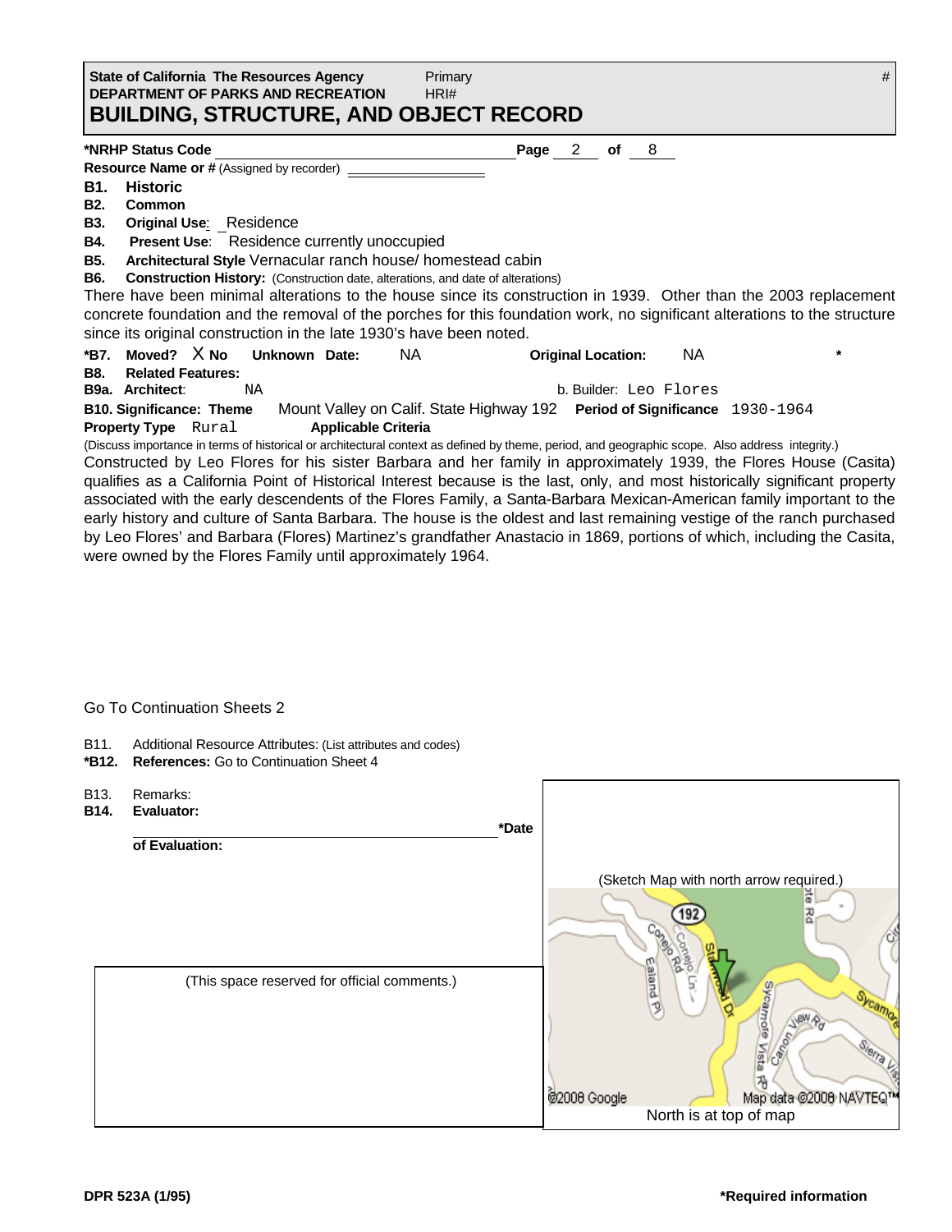**State of California The Resources Agency** Primary #
**DEPARTMENT OF PARKS AND RECREATION** HRI#

# BUILDING, STRUCTURE, AND OBJECT RECORD

**\*NRHP Status Code** **Page** 2 **of** 8

**Resource Name or #** (Assigned by recorder)

**B1. Historic**

**B2. Common**

**B3. Original Use**: Residence

**B4. Present Use**: Residence currently unoccupied

**B5. Architectural Style** Vernacular ranch house/ homestead cabin

**B6. Construction History:** (Construction date, alterations, and date of alterations)

There have been minimal alterations to the house since its construction in 1939. Other than the 2003 replacement concrete foundation and the removal of the porches for this foundation work, no significant alterations to the structure since its original construction in the late 1930's have been noted.

**\*B7. Moved?** X **No** **Unknown** **Date:** NA **Original Location:** NA *

**B8. Related Features:**

**B9a. Architect**: NA b. Builder: Leo Flores

**B10. Significance: Theme** Mount Valley on Calif. State Highway 192 **Period of Significance** 1930-1964

**Property Type** Rural **Applicable Criteria**

(Discuss importance in terms of historical or architectural context as defined by theme, period, and geographic scope. Also address integrity.)

Constructed by Leo Flores for his sister Barbara and her family in approximately 1939, the Flores House (Casita) qualifies as a California Point of Historical Interest because is the last, only, and most historically significant property associated with the early descendents of the Flores Family, a Santa-Barbara Mexican-American family important to the early history and culture of Santa Barbara. The house is the oldest and last remaining vestige of the ranch purchased by Leo Flores' and Barbara (Flores) Martinez's grandfather Anastacio in 1869, portions of which, including the Casita, were owned by the Flores Family until approximately 1964.

Go To Continuation Sheets 2

B11. Additional Resource Attributes: (List attributes and codes)

**\*B12. References:** Go to Continuation Sheet 4

B13. Remarks:

**B14. Evaluator:**

**\*Date of Evaluation:**

(This space reserved for official comments.)

(Sketch Map with north arrow required.)

North is at top of map

DPR 523A (1/95) **\*Required information**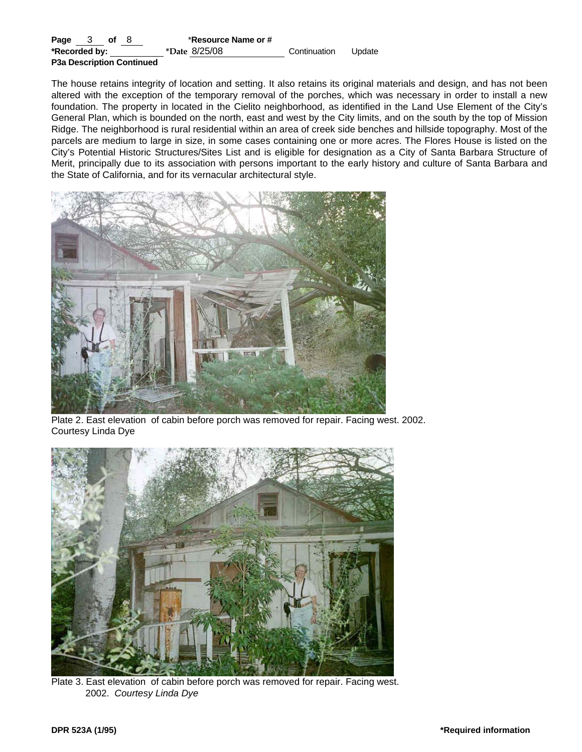**Page** 3 **of** 8 \*Resource Name or #
**\*Recorded by:** \*Date 8/25/08 Continuation Update
**P3a Description Continued**

The house retains integrity of location and setting. It also retains its original materials and design, and has not been altered with the exception of the temporary removal of the porches, which was necessary in order to install a new foundation. The property in located in the Cielito neighborhood, as identified in the Land Use Element of the City's General Plan, which is bounded on the north, east and west by the City limits, and on the south by the top of Mission Ridge. The neighborhood is rural residential within an area of creek side benches and hillside topography. Most of the parcels are medium to large in size, in some cases containing one or more acres. The Flores House is listed on the City's Potential Historic Structures/Sites List and is eligible for designation as a City of Santa Barbara Structure of Merit, principally due to its association with persons important to the early history and culture of Santa Barbara and the State of California, and for its vernacular architectural style.

Plate 2. East elevation of cabin before porch was removed for repair. Facing west. 2002. Courtesy Linda Dye

Plate 3. East elevation of cabin before porch was removed for repair. Facing west. 2002. *Courtesy Linda Dye*

**DPR 523A (1/95)** **\*Required information**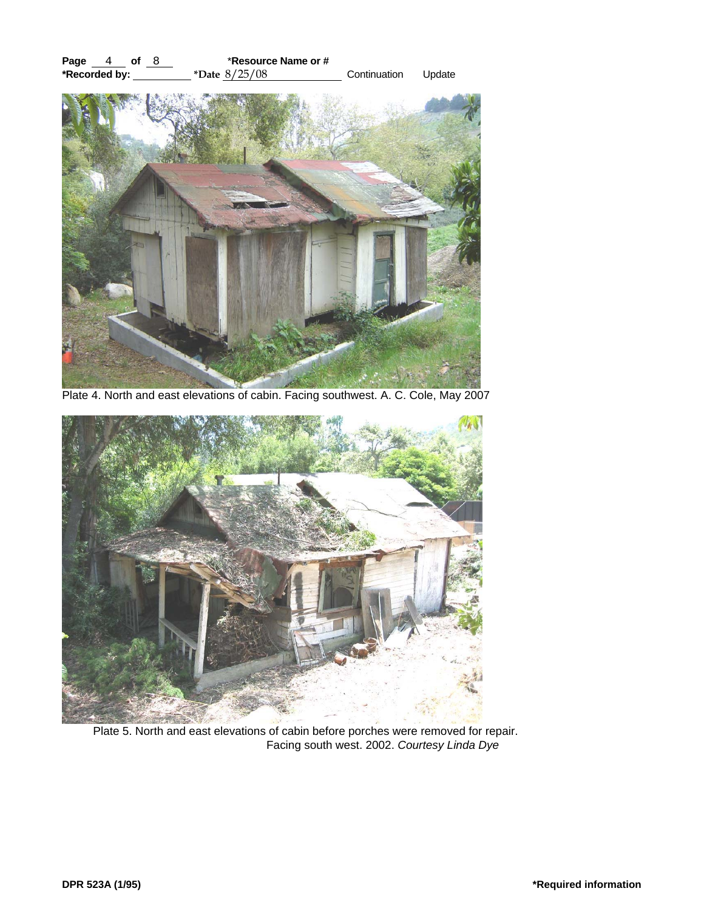**Page** 4 **of** 8 ***Resource Name or #**

***Recorded by:** ________ ***Date** 8/25/08 Continuation Update

Plate 4. North and east elevations of cabin. Facing southwest. A. C. Cole, May 2007

Plate 5. North and east elevations of cabin before porches were removed for repair. Facing south west. 2002. *Courtesy Linda Dye*

**DPR 523A (1/95)** ***Required information**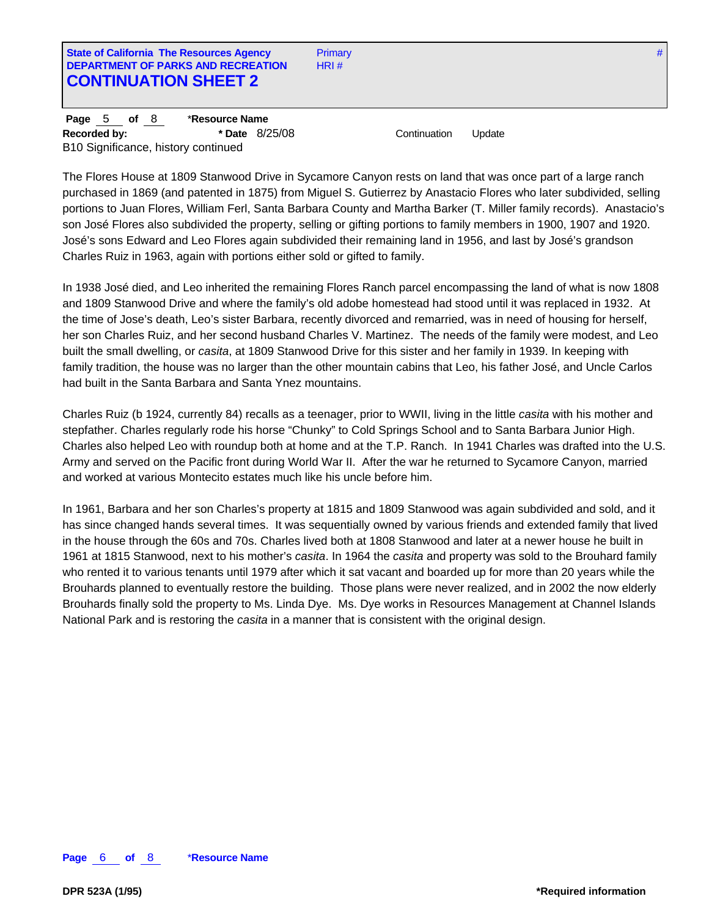**State of California The Resources Agency**
**DEPARTMENT OF PARKS AND RECREATION**
# CONTINUATION SHEET 2

Primary #
HRI #

**Page** 5 **of** 8 ***Resource Name**
**Recorded by:** ***Date** 8/25/08 Continuation Update

B10 Significance, history continued

The Flores House at 1809 Stanwood Drive in Sycamore Canyon rests on land that was once part of a large ranch purchased in 1869 (and patented in 1875) from Miguel S. Gutierrez by Anastacio Flores who later subdivided, selling portions to Juan Flores, William Ferl, Santa Barbara County and Martha Barker (T. Miller family records). Anastacio's son José Flores also subdivided the property, selling or gifting portions to family members in 1900, 1907 and 1920. José's sons Edward and Leo Flores again subdivided their remaining land in 1956, and last by José's grandson Charles Ruiz in 1963, again with portions either sold or gifted to family.

In 1938 José died, and Leo inherited the remaining Flores Ranch parcel encompassing the land of what is now 1808 and 1809 Stanwood Drive and where the family's old adobe homestead had stood until it was replaced in 1932. At the time of Jose's death, Leo's sister Barbara, recently divorced and remarried, was in need of housing for herself, her son Charles Ruiz, and her second husband Charles V. Martinez. The needs of the family were modest, and Leo built the small dwelling, or *casita*, at 1809 Stanwood Drive for this sister and her family in 1939. In keeping with family tradition, the house was no larger than the other mountain cabins that Leo, his father José, and Uncle Carlos had built in the Santa Barbara and Santa Ynez mountains.

Charles Ruiz (b 1924, currently 84) recalls as a teenager, prior to WWII, living in the little *casita* with his mother and stepfather. Charles regularly rode his horse "Chunky" to Cold Springs School and to Santa Barbara Junior High. Charles also helped Leo with roundup both at home and at the T.P. Ranch. In 1941 Charles was drafted into the U.S. Army and served on the Pacific front during World War II. After the war he returned to Sycamore Canyon, married and worked at various Montecito estates much like his uncle before him.

In 1961, Barbara and her son Charles's property at 1815 and 1809 Stanwood was again subdivided and sold, and it has since changed hands several times. It was sequentially owned by various friends and extended family that lived in the house through the 60s and 70s. Charles lived both at 1808 Stanwood and later at a newer house he built in 1961 at 1815 Stanwood, next to his mother's *casita*. In 1964 the *casita* and property was sold to the Brouhard family who rented it to various tenants until 1979 after which it sat vacant and boarded up for more than 20 years while the Brouhards planned to eventually restore the building. Those plans were never realized, and in 2002 the now elderly Brouhards finally sold the property to Ms. Linda Dye. Ms. Dye works in Resources Management at Channel Islands National Park and is restoring the *casita* in a manner that is consistent with the original design.

**Page** 6 **of** 8 ***Resource Name**

**DPR 523A (1/95)** ***Required information**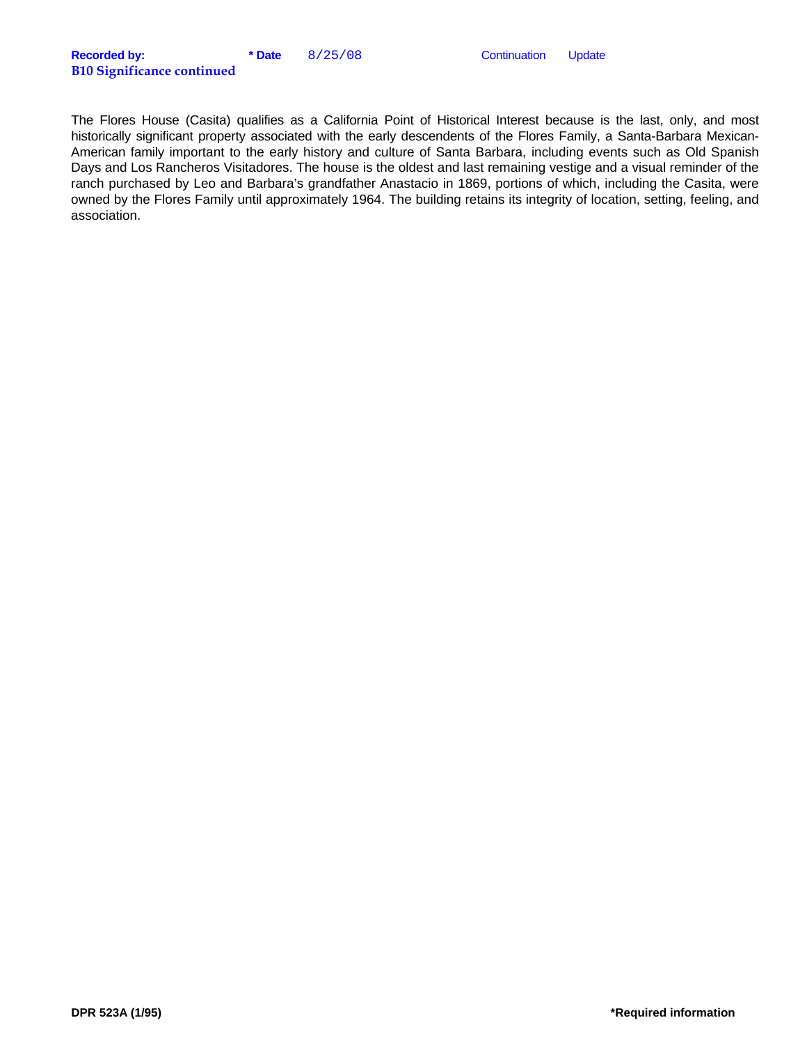**Recorded by:** **\* Date** 8/25/08 Continuation Update

**B10 Significance continued**

The Flores House (Casita) qualifies as a California Point of Historical Interest because is the last, only, and most historically significant property associated with the early descendents of the Flores Family, a Santa-Barbara Mexican-American family important to the early history and culture of Santa Barbara, including events such as Old Spanish Days and Los Rancheros Visitadores. The house is the oldest and last remaining vestige and a visual reminder of the ranch purchased by Leo and Barbara's grandfather Anastacio in 1869, portions of which, including the Casita, were owned by the Flores Family until approximately 1964. The building retains its integrity of location, setting, feeling, and association.

**DPR 523A (1/95)** **\*Required information**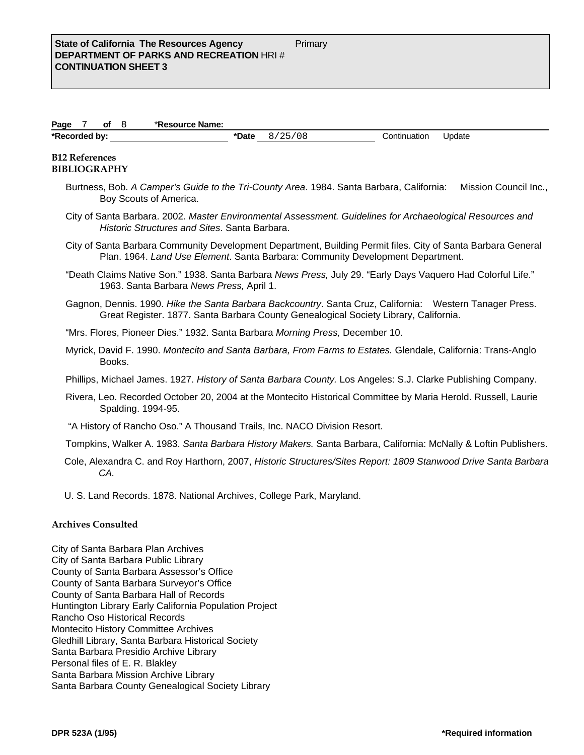**State of California The Resources Agency** Primary
**DEPARTMENT OF PARKS AND RECREATION** HRI #
**CONTINUATION SHEET 3**

**Page** 7 **of** 8 ***Resource Name:**
***Recorded by:** ***Date** 8/25/08 Continuation Update

**B12 References**
**BIBLIOGRAPHY**

Burtness, Bob. *A Camper's Guide to the Tri-County Area*. 1984. Santa Barbara, California: Mission Council Inc., Boy Scouts of America.

City of Santa Barbara. 2002. *Master Environmental Assessment. Guidelines for Archaeological Resources and Historic Structures and Sites*. Santa Barbara.

City of Santa Barbara Community Development Department, Building Permit files. City of Santa Barbara General Plan. 1964. *Land Use Element*. Santa Barbara: Community Development Department.

"Death Claims Native Son." 1938. Santa Barbara *News Press,* July 29. "Early Days Vaquero Had Colorful Life." 1963. Santa Barbara *News Press,* April 1.

Gagnon, Dennis. 1990. *Hike the Santa Barbara Backcountry*. Santa Cruz, California: Western Tanager Press. Great Register. 1877. Santa Barbara County Genealogical Society Library, California.

"Mrs. Flores, Pioneer Dies." 1932. Santa Barbara *Morning Press,* December 10.

Myrick, David F. 1990. *Montecito and Santa Barbara, From Farms to Estates.* Glendale, California: Trans-Anglo Books.

Phillips, Michael James. 1927. *History of Santa Barbara County.* Los Angeles: S.J. Clarke Publishing Company.

Rivera, Leo. Recorded October 20, 2004 at the Montecito Historical Committee by Maria Herold. Russell, Laurie Spalding. 1994-95.

"A History of Rancho Oso." A Thousand Trails, Inc. NACO Division Resort.

Tompkins, Walker A. 1983. *Santa Barbara History Makers.* Santa Barbara, California: McNally & Loftin Publishers.

Cole, Alexandra C. and Roy Harthorn, 2007, *Historic Structures/Sites Report: 1809 Stanwood Drive Santa Barbara CA.*

U. S. Land Records. 1878. National Archives, College Park, Maryland.

**Archives Consulted**

City of Santa Barbara Plan Archives
City of Santa Barbara Public Library
County of Santa Barbara Assessor's Office
County of Santa Barbara Surveyor's Office
County of Santa Barbara Hall of Records
Huntington Library Early California Population Project
Rancho Oso Historical Records
Montecito History Committee Archives
Gledhill Library, Santa Barbara Historical Society
Santa Barbara Presidio Archive Library
Personal files of E. R. Blakley
Santa Barbara Mission Archive Library
Santa Barbara County Genealogical Society Library

**DPR 523A (1/95)** ***Required information**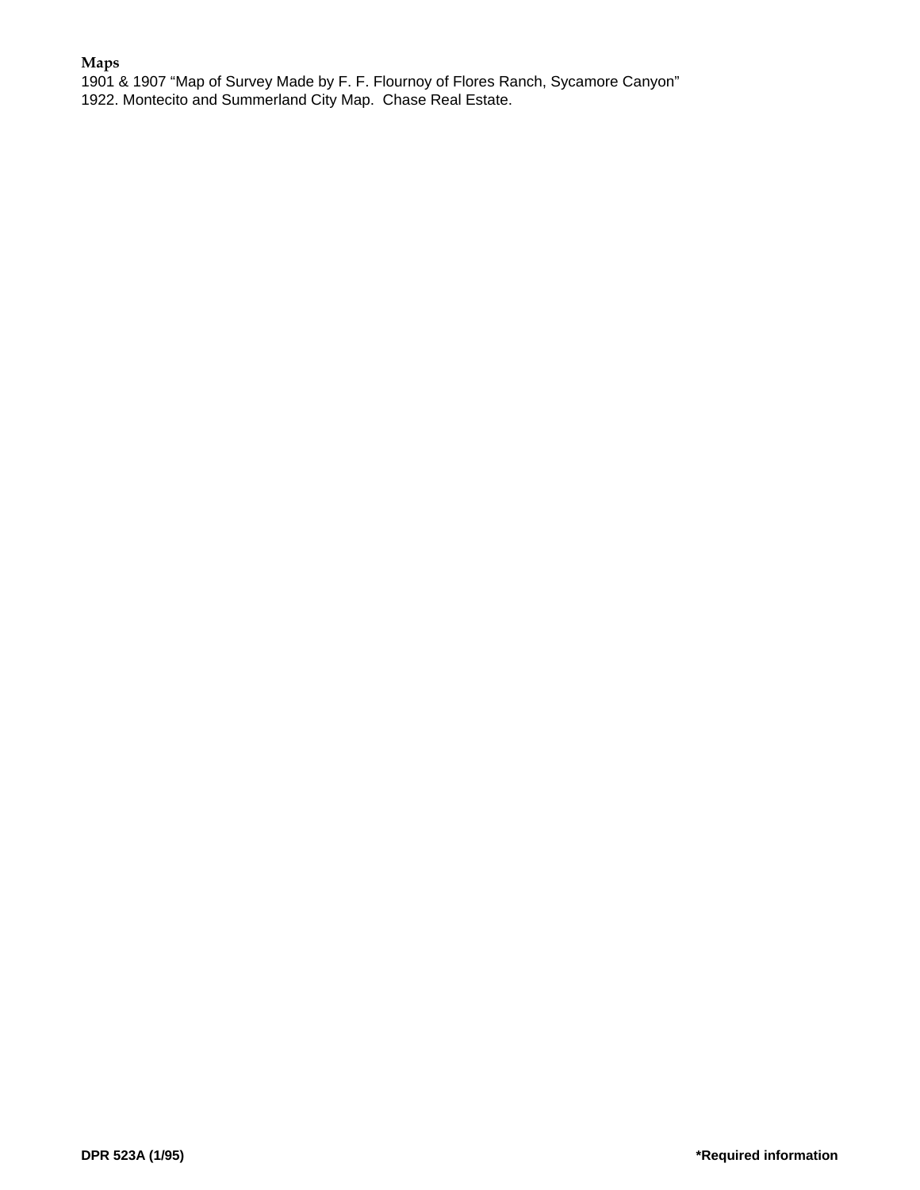**Maps**

1901 & 1907 “Map of Survey Made by F. F. Flournoy of Flores Ranch, Sycamore Canyon”
1922. Montecito and Summerland City Map. Chase Real Estate.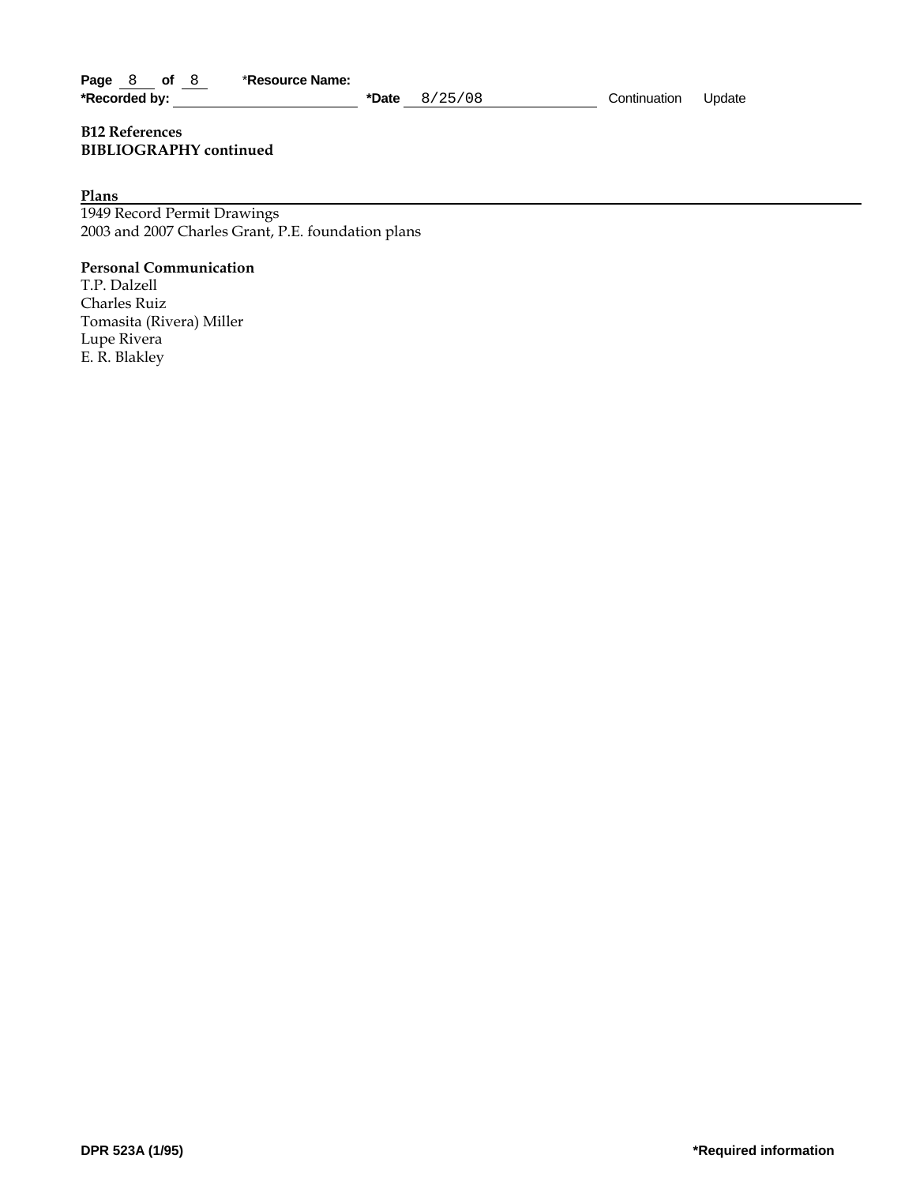**Page** 8 **of** 8 ***Resource Name:**
***Recorded by:** ***Date** 8/25/08 Continuation Update

**B12 References**
**BIBLIOGRAPHY continued**

**Plans**

1949 Record Permit Drawings
2003 and 2007 Charles Grant, P.E. foundation plans

**Personal Communication**

T.P. Dalzell
Charles Ruiz
Tomasita (Rivera) Miller
Lupe Rivera
E. R. Blakley

**DPR 523A (1/95)** ***Required information**